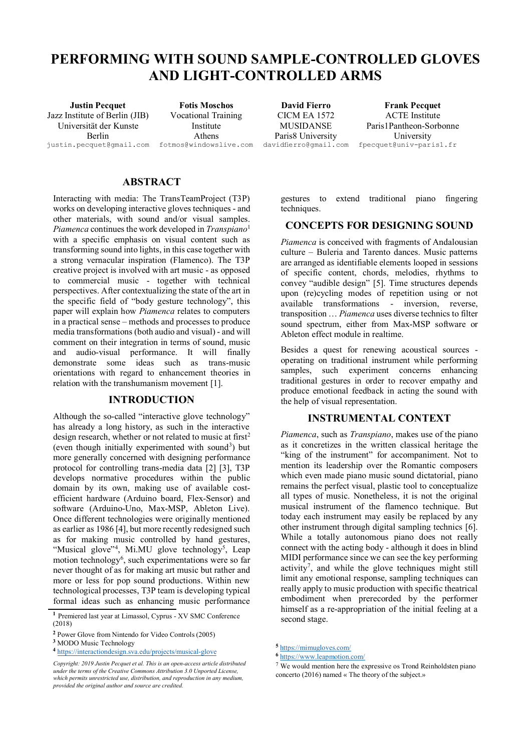# PERFORMING WITH SOUND SAMPLE-CONTROLLED GLOVES AND LIGHT-CONTROLLED ARMS

**Justin Pecquet**
Jazz Institute of Berlin (JIB)
Universität der Kunste
Berlin
justin.pecquet@gmail.com

**Fotis Moschos**
Vocational Training
Institute
Athens
fotmos@windowslive.com

**David Fierro**
CICM EA 1572
MUSIDANSE
Paris8 University
davidfierro@gmail.com

**Frank Pecquet**
ACTE Institute
Paris1Pantheon-Sorbonne
University
fpecquet@univ-paris1.fr

## ABSTRACT

Interacting with media: The TransTeamProject (T3P) works on developing interactive gloves techniques - and other materials, with sound and/or visual samples. *Piamenca* continues the work developed in *Transpiano*[1] with a specific emphasis on visual content such as transforming sound into lights, in this case together with a strong vernacular inspiration (Flamenco). The T3P creative project is involved with art music - as opposed to commercial music - together with technical perspectives. After contextualizing the state of the art in the specific field of "body gesture technology", this paper will explain how *Piamenca* relates to computers in a practical sense – methods and processes to produce media transformations (both audio and visual) - and will comment on their integration in terms of sound, music and audio-visual performance. It will finally demonstrate some ideas such as trans-music orientations with regard to enhancement theories in relation with the transhumanism movement [1].

## INTRODUCTION

Although the so-called "interactive glove technology" has already a long history, as such in the interactive design research, whether or not related to music at first[2] (even though initially experimented with sound[3]) but more generally concerned with designing performance protocol for controlling trans-media data [2] [3], T3P develops normative procedures within the public domain by its own, making use of available cost-efficient hardware (Arduino board, Flex-Sensor) and software (Arduino-Uno, Max-MSP, Ableton Live). Once different technologies were originally mentioned as earlier as 1986 [4], but more recently redesigned such as for making music controlled by hand gestures, "Musical glove"[4], Mi.MU glove technology[5], Leap motion technology[6], such experimentations were so far never thought of as for making art music but rather and more or less for pop sound productions. Within new technological processes, T3P team is developing typical formal ideas such as enhancing music performance gestures to extend traditional piano fingering techniques.

## CONCEPTS FOR DESIGNING SOUND

*Piamenca* is conceived with fragments of Andalousian culture – Buleria and Tarento dances. Music patterns are arranged as identifiable elements looped in sessions of specific content, chords, melodies, rhythms to convey "audible design" [5]. Time structures depends upon (re)cycling modes of repetition using or not available transformations - inversion, reverse, transposition … *Piamenca* uses diverse technics to filter sound spectrum, either from Max-MSP software or Ableton effect module in realtime.

Besides a quest for renewing acoustical sources - operating on traditional instrument while performing samples, such experiment concerns enhancing traditional gestures in order to recover empathy and produce emotional feedback in acting the sound with the help of visual representation.

## INSTRUMENTAL CONTEXT

*Piamenca*, such as *Transpiano*, makes use of the piano as it concretizes in the written classical heritage the "king of the instrument" for accompaniment. Not to mention its leadership over the Romantic composers which even made piano music sound dictatorial, piano remains the perfect visual, plastic tool to conceptualize all types of music. Nonetheless, it is not the original musical instrument of the flamenco technique. But today each instrument may easily be replaced by any other instrument through digital sampling technics [6]. While a totally autonomous piano does not really connect with the acting body - although it does in blind MIDI performance since we can see the key performing activity[7], and while the glove techniques might still limit any emotional response, sampling techniques can really apply to music production with specific theatrical embodiment when prerecorded by the performer himself as a re-appropriation of the initial feeling at a second stage.

[1] Premiered last year at Limassol, Cyprus - XV SMC Conference (2018)

[2] Power Glove from Nintendo for Video Controls (2005)

[3] MODO Music Technology

[4] https://interactiondesign.sva.edu/projects/musical-glove

[5] https://mimugloves.com/

[6] https://www.leapmotion.com/

[7] We would mention here the expressive os Trond Reinholdsten piano concerto (2016) named « The theory of the subject.»

*Copyright: 2019 Justin Pecquet et al. This is an open-access article distributed under the terms of the Creative Commons Attribution 3.0 Unported License, which permits unrestricted use, distribution, and reproduction in any medium, provided the original author and source are credited.*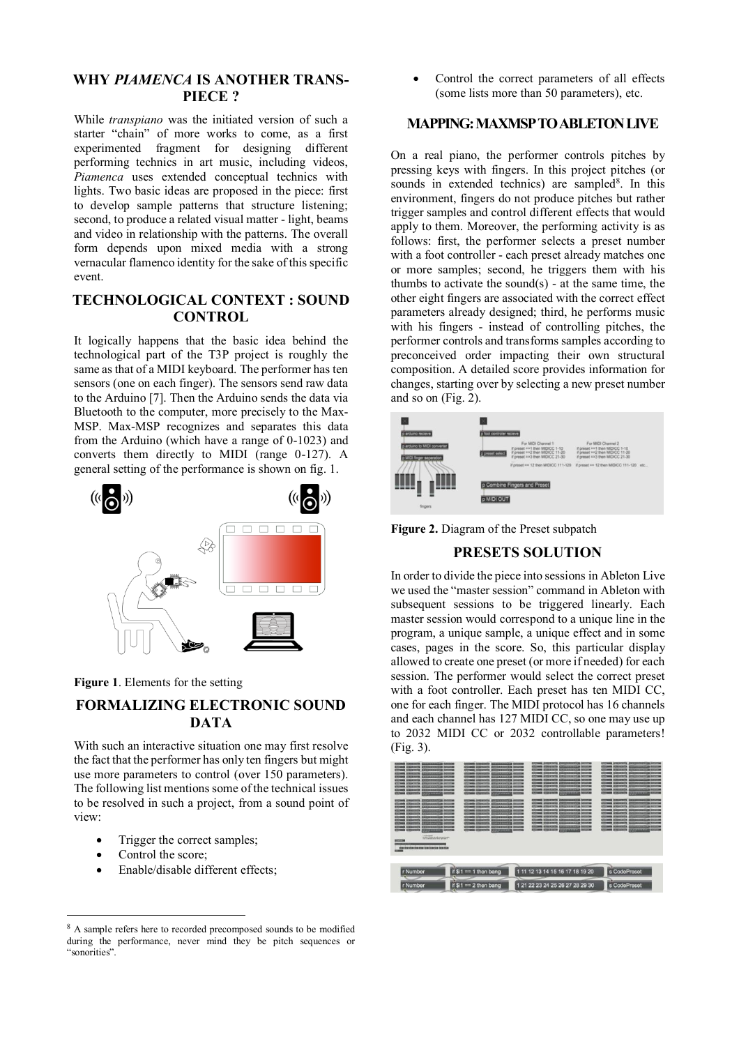## WHY *PIAMENCA* IS ANOTHER TRANS-PIECE ?

While *transpiano* was the initiated version of such a starter "chain" of more works to come, as a first experimented fragment for designing different performing technics in art music, including videos, *Piamenca* uses extended conceptual technics with lights. Two basic ideas are proposed in the piece: first to develop sample patterns that structure listening; second, to produce a related visual matter - light, beams and video in relationship with the patterns. The overall form depends upon mixed media with a strong vernacular flamenco identity for the sake of this specific event.

## TECHNOLOGICAL CONTEXT : SOUND CONTROL

It logically happens that the basic idea behind the technological part of the T3P project is roughly the same as that of a MIDI keyboard. The performer has ten sensors (one on each finger). The sensors send raw data to the Arduino [7]. Then the Arduino sends the data via Bluetooth to the computer, more precisely to the Max-MSP. Max-MSP recognizes and separates this data from the Arduino (which have a range of 0-1023) and converts them directly to MIDI (range 0-127). A general setting of the performance is shown on fig. 1.

**Figure 1**. Elements for the setting

## FORMALIZING ELECTRONIC SOUND DATA

With such an interactive situation one may first resolve the fact that the performer has only ten fingers but might use more parameters to control (over 150 parameters). The following list mentions some of the technical issues to be resolved in such a project, from a sound point of view:

- Trigger the correct samples;
- Control the score;
- Enable/disable different effects;
- Control the correct parameters of all effects (some lists more than 50 parameters), etc.

## MAPPING: MAXMSP TO ABLETON LIVE

On a real piano, the performer controls pitches by pressing keys with fingers. In this project pitches (or sounds in extended technics) are sampled[8]. In this environment, fingers do not produce pitches but rather trigger samples and control different effects that would apply to them. Moreover, the performing activity is as follows: first, the performer selects a preset number with a foot controller - each preset already matches one or more samples; second, he triggers them with his thumbs to activate the sound(s) - at the same time, the other eight fingers are associated with the correct effect parameters already designed; third, he performs music with his fingers - instead of controlling pitches, the performer controls and transforms samples according to preconceived order impacting their own structural composition. A detailed score provides information for changes, starting over by selecting a new preset number and so on (Fig. 2).

**Figure 2.** Diagram of the Preset subpatch

## PRESETS SOLUTION

In order to divide the piece into sessions in Ableton Live we used the "master session" command in Ableton with subsequent sessions to be triggered linearly. Each master session would correspond to a unique line in the program, a unique sample, a unique effect and in some cases, pages in the score. So, this particular display allowed to create one preset (or more if needed) for each session. The performer would select the correct preset with a foot controller. Each preset has ten MIDI CC, one for each finger. The MIDI protocol has 16 channels and each channel has 127 MIDI CC, so one may use up to 2032 MIDI CC or 2032 controllable parameters! (Fig. 3).

---

[8] A sample refers here to recorded precomposed sounds to be modified during the performance, never mind they be pitch sequences or "sonorities".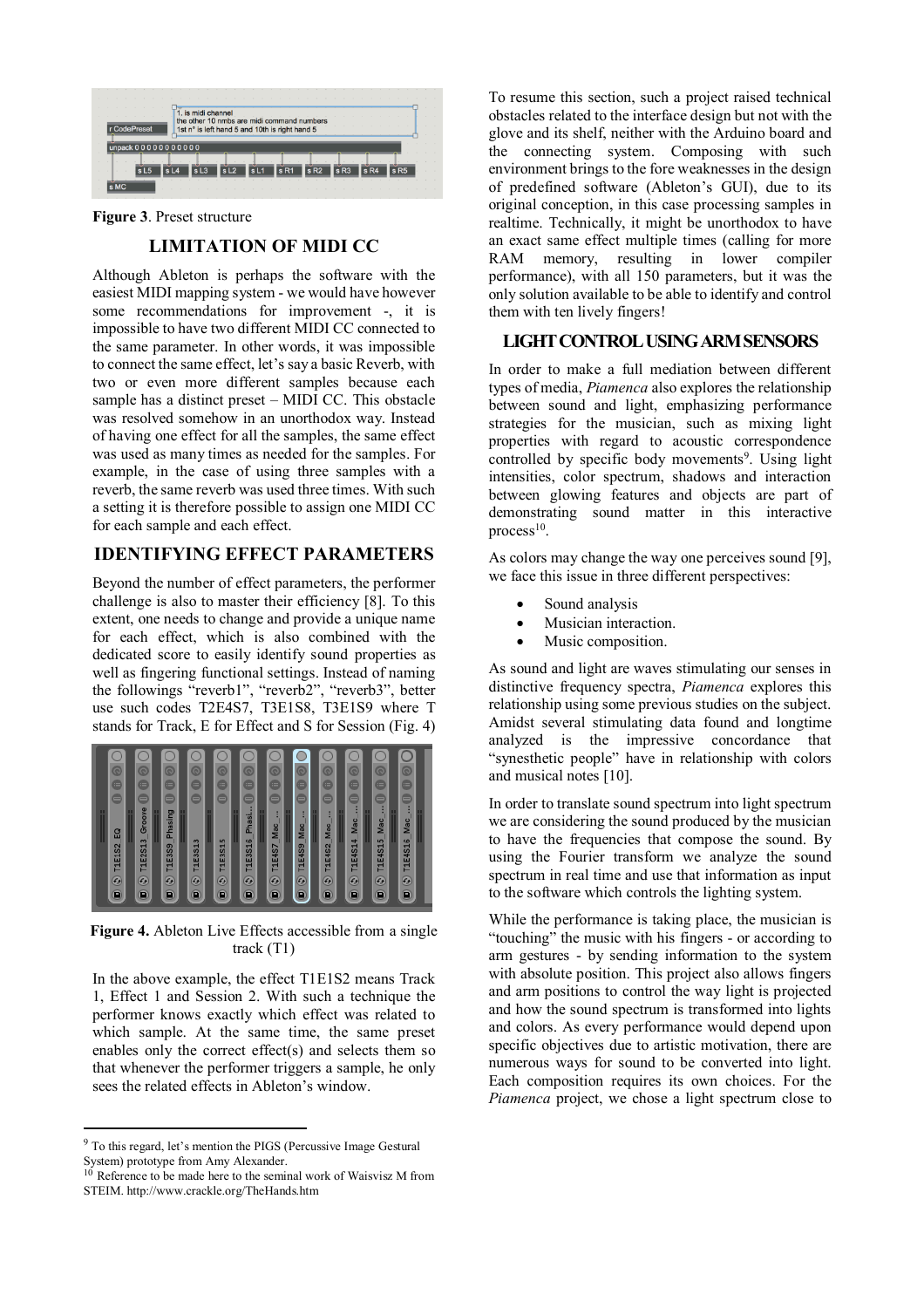**Figure 3**. Preset structure

## LIMITATION OF MIDI CC

Although Ableton is perhaps the software with the easiest MIDI mapping system - we would have however some recommendations for improvement -, it is impossible to have two different MIDI CC connected to the same parameter. In other words, it was impossible to connect the same effect, let's say a basic Reverb, with two or even more different samples because each sample has a distinct preset – MIDI CC. This obstacle was resolved somehow in an unorthodox way. Instead of having one effect for all the samples, the same effect was used as many times as needed for the samples. For example, in the case of using three samples with a reverb, the same reverb was used three times. With such a setting it is therefore possible to assign one MIDI CC for each sample and each effect.

## IDENTIFYING EFFECT PARAMETERS

Beyond the number of effect parameters, the performer challenge is also to master their efficiency [8]. To this extent, one needs to change and provide a unique name for each effect, which is also combined with the dedicated score to easily identify sound properties as well as fingering functional settings. Instead of naming the followings "reverb1", "reverb2", "reverb3", better use such codes T2E4S7, T3E1S8, T3E1S9 where T stands for Track, E for Effect and S for Session (Fig. 4)

**Figure 4.** Ableton Live Effects accessible from a single track (T1)

In the above example, the effect T1E1S2 means Track 1, Effect 1 and Session 2. With such a technique the performer knows exactly which effect was related to which sample. At the same time, the same preset enables only the correct effect(s) and selects them so that whenever the performer triggers a sample, he only sees the related effects in Ableton's window.

To resume this section, such a project raised technical obstacles related to the interface design but not with the glove and its shelf, neither with the Arduino board and the connecting system. Composing with such environment brings to the fore weaknesses in the design of predefined software (Ableton's GUI), due to its original conception, in this case processing samples in realtime. Technically, it might be unorthodox to have an exact same effect multiple times (calling for more RAM memory, resulting in lower compiler performance), with all 150 parameters, but it was the only solution available to be able to identify and control them with ten lively fingers!

## LIGHT CONTROL USING ARM SENSORS

In order to make a full mediation between different types of media, *Piamenca* also explores the relationship between sound and light, emphasizing performance strategies for the musician, such as mixing light properties with regard to acoustic correspondence controlled by specific body movements[9]. Using light intensities, color spectrum, shadows and interaction between glowing features and objects are part of demonstrating sound matter in this interactive process[10].

As colors may change the way one perceives sound [9], we face this issue in three different perspectives:

- Sound analysis
- Musician interaction.
- Music composition.

As sound and light are waves stimulating our senses in distinctive frequency spectra, *Piamenca* explores this relationship using some previous studies on the subject. Amidst several stimulating data found and longtime analyzed is the impressive concordance that "synesthetic people" have in relationship with colors and musical notes [10].

In order to translate sound spectrum into light spectrum we are considering the sound produced by the musician to have the frequencies that compose the sound. By using the Fourier transform we analyze the sound spectrum in real time and use that information as input to the software which controls the lighting system.

While the performance is taking place, the musician is "touching" the music with his fingers - or according to arm gestures - by sending information to the system with absolute position. This project also allows fingers and arm positions to control the way light is projected and how the sound spectrum is transformed into lights and colors. As every performance would depend upon specific objectives due to artistic motivation, there are numerous ways for sound to be converted into light. Each composition requires its own choices. For the *Piamenca* project, we chose a light spectrum close to

---

[9] To this regard, let's mention the PIGS (Percussive Image Gestural System) prototype from Amy Alexander.

[10] Reference to be made here to the seminal work of Waisvisz M from STEIM. http://www.crackle.org/TheHands.htm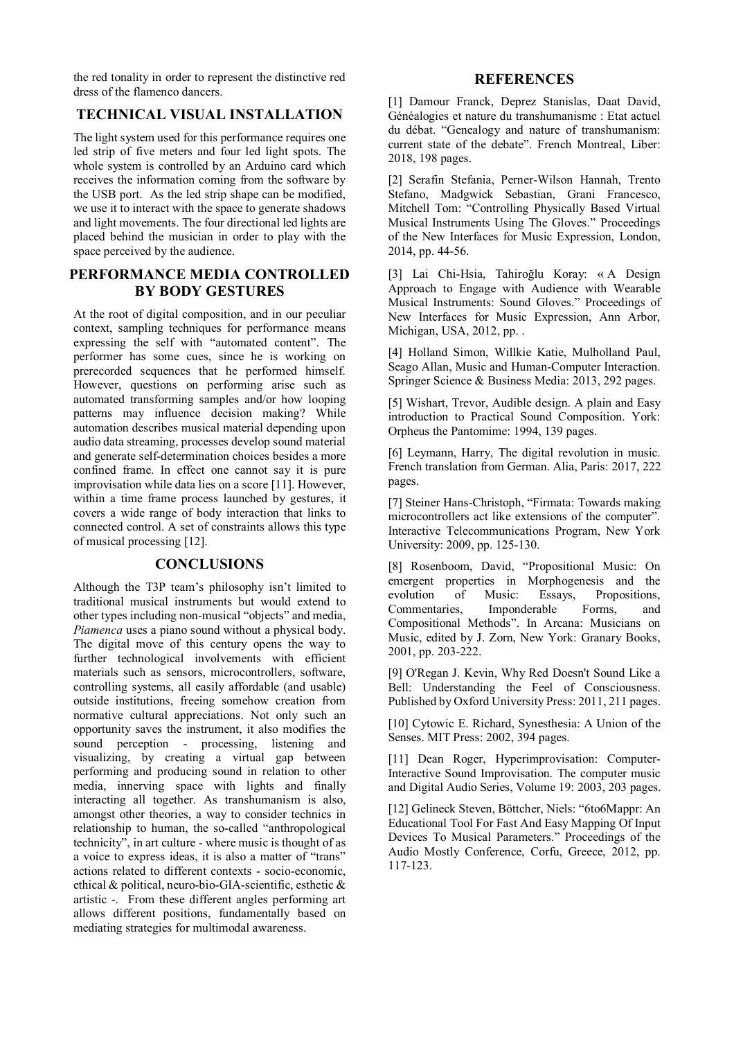the red tonality in order to represent the distinctive red dress of the flamenco dancers.

## TECHNICAL VISUAL INSTALLATION

The light system used for this performance requires one led strip of five meters and four led light spots. The whole system is controlled by an Arduino card which receives the information coming from the software by the USB port. As the led strip shape can be modified, we use it to interact with the space to generate shadows and light movements. The four directional led lights are placed behind the musician in order to play with the space perceived by the audience.

## PERFORMANCE MEDIA CONTROLLED BY BODY GESTURES

At the root of digital composition, and in our peculiar context, sampling techniques for performance means expressing the self with "automated content". The performer has some cues, since he is working on prerecorded sequences that he performed himself. However, questions on performing arise such as automated transforming samples and/or how looping patterns may influence decision making? While automation describes musical material depending upon audio data streaming, processes develop sound material and generate self-determination choices besides a more confined frame. In effect one cannot say it is pure improvisation while data lies on a score [11]. However, within a time frame process launched by gestures, it covers a wide range of body interaction that links to connected control. A set of constraints allows this type of musical processing [12].

## CONCLUSIONS

Although the T3P team's philosophy isn't limited to traditional musical instruments but would extend to other types including non-musical "objects" and media, *Piamenca* uses a piano sound without a physical body. The digital move of this century opens the way to further technological involvements with efficient materials such as sensors, microcontrollers, software, controlling systems, all easily affordable (and usable) outside institutions, freeing somehow creation from normative cultural appreciations. Not only such an opportunity saves the instrument, it also modifies the sound perception - processing, listening and visualizing, by creating a virtual gap between performing and producing sound in relation to other media, innerving space with lights and finally interacting all together. As transhumanism is also, amongst other theories, a way to consider technics in relationship to human, the so-called "anthropological technicity", in art culture - where music is thought of as a voice to express ideas, it is also a matter of "trans" actions related to different contexts - socio-economic, ethical & political, neuro-bio-GIA-scientific, esthetic & artistic -. From these different angles performing art allows different positions, fundamentally based on mediating strategies for multimodal awareness.

## REFERENCES

[1] Damour Franck, Deprez Stanislas, Daat David, Généalogies et nature du transhumanisme : Etat actuel du débat. "Genealogy and nature of transhumanism: current state of the debate". French Montreal, Liber: 2018, 198 pages.

[2] Serafin Stefania, Perner-Wilson Hannah, Trento Stefano, Madgwick Sebastian, Grani Francesco, Mitchell Tom: "Controlling Physically Based Virtual Musical Instruments Using The Gloves." Proceedings of the New Interfaces for Music Expression, London, 2014, pp. 44-56.

[3] Lai Chi-Hsia, Tahiroğlu Koray: « A Design Approach to Engage with Audience with Wearable Musical Instruments: Sound Gloves." Proceedings of New Interfaces for Music Expression, Ann Arbor, Michigan, USA, 2012, pp. .

[4] Holland Simon, Willkie Katie, Mulholland Paul, Seago Allan, Music and Human-Computer Interaction. Springer Science & Business Media: 2013, 292 pages.

[5] Wishart, Trevor, Audible design. A plain and Easy introduction to Practical Sound Composition. York: Orpheus the Pantomime: 1994, 139 pages.

[6] Leymann, Harry, The digital revolution in music. French translation from German. Alia, Paris: 2017, 222 pages.

[7] Steiner Hans-Christoph, "Firmata: Towards making microcontrollers act like extensions of the computer". Interactive Telecommunications Program, New York University: 2009, pp. 125-130.

[8] Rosenboom, David, "Propositional Music: On emergent properties in Morphogenesis and the evolution of Music: Essays, Propositions, Commentaries, Imponderable Forms, and Compositional Methods". In Arcana: Musicians on Music, edited by J. Zorn, New York: Granary Books, 2001, pp. 203-222.

[9] O'Regan J. Kevin, Why Red Doesn't Sound Like a Bell: Understanding the Feel of Consciousness. Published by Oxford University Press: 2011, 211 pages.

[10] Cytowic E. Richard, Synesthesia: A Union of the Senses. MIT Press: 2002, 394 pages.

[11] Dean Roger, Hyperimprovisation: Computer-Interactive Sound Improvisation. The computer music and Digital Audio Series, Volume 19: 2003, 203 pages.

[12] Gelineck Steven, Böttcher, Niels: "6to6Mappr: An Educational Tool For Fast And Easy Mapping Of Input Devices To Musical Parameters." Proceedings of the Audio Mostly Conference, Corfu, Greece, 2012, pp. 117-123.